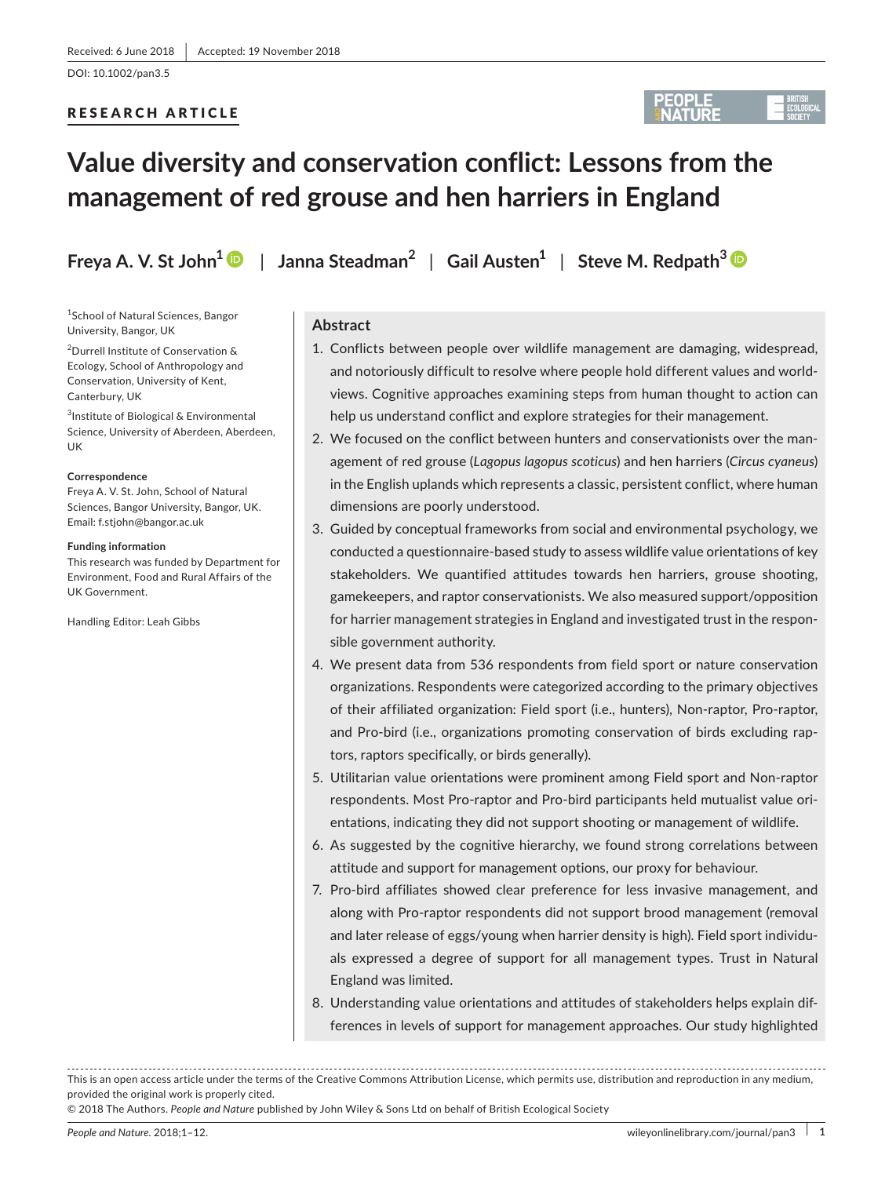Received: 6 June 2018 | Accepted: 19 November 2018

DOI: 10.1002/pan3.5

RESEARCH ARTICLE

# Value diversity and conservation conflict: Lessons from the management of red grouse and hen harriers in England

**Freya A. V. St John[1] | Janna Steadman[2] | Gail Austen[1] | Steve M. Redpath[3]**

[1]School of Natural Sciences, Bangor University, Bangor, UK

[2]Durrell Institute of Conservation & Ecology, School of Anthropology and Conservation, University of Kent, Canterbury, UK

[3]Institute of Biological & Environmental Science, University of Aberdeen, Aberdeen, UK

**Correspondence**
Freya A. V. St. John, School of Natural Sciences, Bangor University, Bangor, UK.
Email: f.stjohn@bangor.ac.uk

**Funding information**
This research was funded by Department for Environment, Food and Rural Affairs of the UK Government.

Handling Editor: Leah Gibbs

## Abstract

1. Conflicts between people over wildlife management are damaging, widespread, and notoriously difficult to resolve where people hold different values and world-views. Cognitive approaches examining steps from human thought to action can help us understand conflict and explore strategies for their management.
2. We focused on the conflict between hunters and conservationists over the management of red grouse (*Lagopus lagopus scoticus*) and hen harriers (*Circus cyaneus*) in the English uplands which represents a classic, persistent conflict, where human dimensions are poorly understood.
3. Guided by conceptual frameworks from social and environmental psychology, we conducted a questionnaire-based study to assess wildlife value orientations of key stakeholders. We quantified attitudes towards hen harriers, grouse shooting, gamekeepers, and raptor conservationists. We also measured support/opposition for harrier management strategies in England and investigated trust in the responsible government authority.
4. We present data from 536 respondents from field sport or nature conservation organizations. Respondents were categorized according to the primary objectives of their affiliated organization: Field sport (i.e., hunters), Non-raptor, Pro-raptor, and Pro-bird (i.e., organizations promoting conservation of birds excluding raptors, raptors specifically, or birds generally).
5. Utilitarian value orientations were prominent among Field sport and Non-raptor respondents. Most Pro-raptor and Pro-bird participants held mutualist value orientations, indicating they did not support shooting or management of wildlife.
6. As suggested by the cognitive hierarchy, we found strong correlations between attitude and support for management options, our proxy for behaviour.
7. Pro-bird affiliates showed clear preference for less invasive management, and along with Pro-raptor respondents did not support brood management (removal and later release of eggs/young when harrier density is high). Field sport individuals expressed a degree of support for all management types. Trust in Natural England was limited.
8. Understanding value orientations and attitudes of stakeholders helps explain differences in levels of support for management approaches. Our study highlighted

This is an open access article under the terms of the Creative Commons Attribution License, which permits use, distribution and reproduction in any medium, provided the original work is properly cited.
© 2018 The Authors. *People and Nature* published by John Wiley & Sons Ltd on behalf of British Ecological Society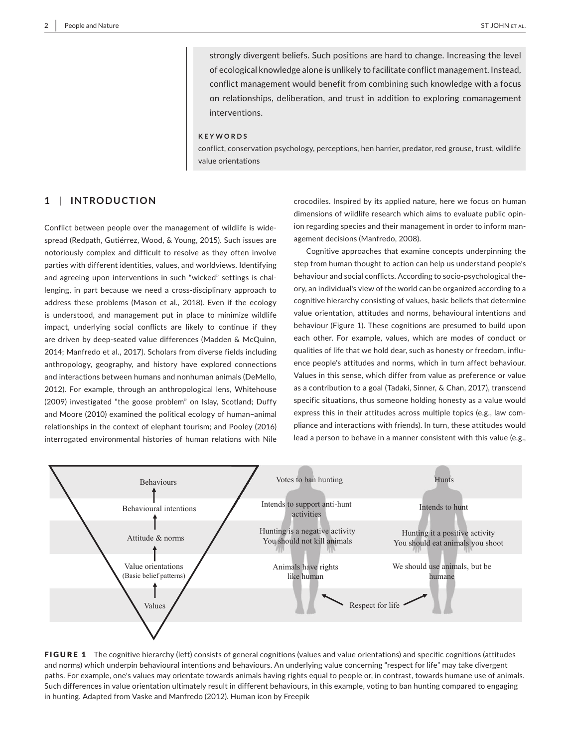strongly divergent beliefs. Such positions are hard to change. Increasing the level of ecological knowledge alone is unlikely to facilitate conflict management. Instead, conflict management would benefit from combining such knowledge with a focus on relationships, deliberation, and trust in addition to exploring comanagement interventions.

**KEYWORDS**

conflict, conservation psychology, perceptions, hen harrier, predator, red grouse, trust, wildlife value orientations

## 1 | INTRODUCTION

Conflict between people over the management of wildlife is widespread (Redpath, Gutiérrez, Wood, & Young, 2015). Such issues are notoriously complex and difficult to resolve as they often involve parties with different identities, values, and worldviews. Identifying and agreeing upon interventions in such "wicked" settings is challenging, in part because we need a cross-disciplinary approach to address these problems (Mason et al., 2018). Even if the ecology is understood, and management put in place to minimize wildlife impact, underlying social conflicts are likely to continue if they are driven by deep-seated value differences (Madden & McQuinn, 2014; Manfredo et al., 2017). Scholars from diverse fields including anthropology, geography, and history have explored connections and interactions between humans and nonhuman animals (DeMello, 2012). For example, through an anthropological lens, Whitehouse (2009) investigated "the goose problem" on Islay, Scotland; Duffy and Moore (2010) examined the political ecology of human–animal relationships in the context of elephant tourism; and Pooley (2016) interrogated environmental histories of human relations with Nile crocodiles. Inspired by its applied nature, here we focus on human dimensions of wildlife research which aims to evaluate public opinion regarding species and their management in order to inform management decisions (Manfredo, 2008).

Cognitive approaches that examine concepts underpinning the step from human thought to action can help us understand people's behaviour and social conflicts. According to socio-psychological theory, an individual's view of the world can be organized according to a cognitive hierarchy consisting of values, basic beliefs that determine value orientation, attitudes and norms, behavioural intentions and behaviour (Figure 1). These cognitions are presumed to build upon each other. For example, values, which are modes of conduct or qualities of life that we hold dear, such as honesty or freedom, influence people's attitudes and norms, which in turn affect behaviour. Values in this sense, which differ from value as preference or value as a contribution to a goal (Tadaki, Sinner, & Chan, 2017), transcend specific situations, thus someone holding honesty as a value would express this in their attitudes across multiple topics (e.g., law compliance and interactions with friends). In turn, these attitudes would lead a person to behave in a manner consistent with this value (e.g.,

| Cognitive hierarchy | Example 1 | Example 2 |
|---|---|---|
| Behaviours | Votes to ban hunting | Hunts |
| Behavioural intentions | Intends to support anti-hunt activities | Intends to hunt |
| Attitude & norms | Hunting is a negative activity<br>You should not kill animals | Hunting it a positive activity<br>You should eat animals you shoot |
| Value orientations (Basic belief patterns) | Animals have rights like human | We should use animals, but be humane |
| Values | Respect for life | Respect for life |

FIGURE 1 The cognitive hierarchy (left) consists of general cognitions (values and value orientations) and specific cognitions (attitudes and norms) which underpin behavioural intentions and behaviours. An underlying value concerning "respect for life" may take divergent paths. For example, one's values may orientate towards animals having rights equal to people or, in contrast, towards humane use of animals. Such differences in value orientation ultimately result in different behaviours, in this example, voting to ban hunting compared to engaging in hunting. Adapted from Vaske and Manfredo (2012). Human icon by Freepik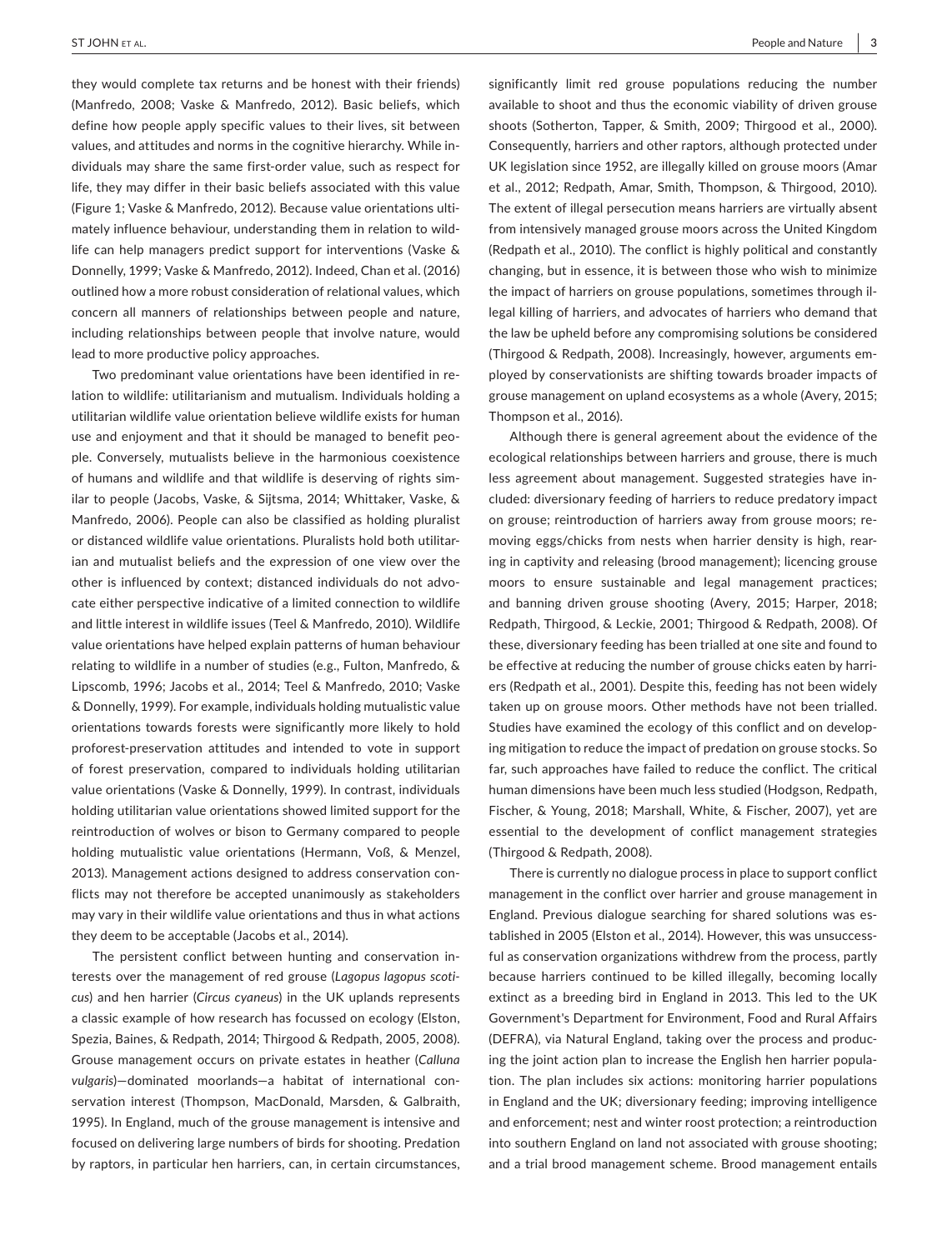they would complete tax returns and be honest with their friends) (Manfredo, 2008; Vaske & Manfredo, 2012). Basic beliefs, which define how people apply specific values to their lives, sit between values, and attitudes and norms in the cognitive hierarchy. While individuals may share the same first-order value, such as respect for life, they may differ in their basic beliefs associated with this value (Figure 1; Vaske & Manfredo, 2012). Because value orientations ultimately influence behaviour, understanding them in relation to wildlife can help managers predict support for interventions (Vaske & Donnelly, 1999; Vaske & Manfredo, 2012). Indeed, Chan et al. (2016) outlined how a more robust consideration of relational values, which concern all manners of relationships between people and nature, including relationships between people that involve nature, would lead to more productive policy approaches.

Two predominant value orientations have been identified in relation to wildlife: utilitarianism and mutualism. Individuals holding a utilitarian wildlife value orientation believe wildlife exists for human use and enjoyment and that it should be managed to benefit people. Conversely, mutualists believe in the harmonious coexistence of humans and wildlife and that wildlife is deserving of rights similar to people (Jacobs, Vaske, & Sijtsma, 2014; Whittaker, Vaske, & Manfredo, 2006). People can also be classified as holding pluralist or distanced wildlife value orientations. Pluralists hold both utilitarian and mutualist beliefs and the expression of one view over the other is influenced by context; distanced individuals do not advocate either perspective indicative of a limited connection to wildlife and little interest in wildlife issues (Teel & Manfredo, 2010). Wildlife value orientations have helped explain patterns of human behaviour relating to wildlife in a number of studies (e.g., Fulton, Manfredo, & Lipscomb, 1996; Jacobs et al., 2014; Teel & Manfredo, 2010; Vaske & Donnelly, 1999). For example, individuals holding mutualistic value orientations towards forests were significantly more likely to hold proforest-preservation attitudes and intended to vote in support of forest preservation, compared to individuals holding utilitarian value orientations (Vaske & Donnelly, 1999). In contrast, individuals holding utilitarian value orientations showed limited support for the reintroduction of wolves or bison to Germany compared to people holding mutualistic value orientations (Hermann, Voß, & Menzel, 2013). Management actions designed to address conservation conflicts may not therefore be accepted unanimously as stakeholders may vary in their wildlife value orientations and thus in what actions they deem to be acceptable (Jacobs et al., 2014).

The persistent conflict between hunting and conservation interests over the management of red grouse (*Lagopus lagopus scoticus*) and hen harrier (*Circus cyaneus*) in the UK uplands represents a classic example of how research has focussed on ecology (Elston, Spezia, Baines, & Redpath, 2014; Thirgood & Redpath, 2005, 2008). Grouse management occurs on private estates in heather (*Calluna vulgaris*)—dominated moorlands—a habitat of international conservation interest (Thompson, MacDonald, Marsden, & Galbraith, 1995). In England, much of the grouse management is intensive and focused on delivering large numbers of birds for shooting. Predation by raptors, in particular hen harriers, can, in certain circumstances, significantly limit red grouse populations reducing the number available to shoot and thus the economic viability of driven grouse shoots (Sotherton, Tapper, & Smith, 2009; Thirgood et al., 2000). Consequently, harriers and other raptors, although protected under UK legislation since 1952, are illegally killed on grouse moors (Amar et al., 2012; Redpath, Amar, Smith, Thompson, & Thirgood, 2010). The extent of illegal persecution means harriers are virtually absent from intensively managed grouse moors across the United Kingdom (Redpath et al., 2010). The conflict is highly political and constantly changing, but in essence, it is between those who wish to minimize the impact of harriers on grouse populations, sometimes through illegal killing of harriers, and advocates of harriers who demand that the law be upheld before any compromising solutions be considered (Thirgood & Redpath, 2008). Increasingly, however, arguments employed by conservationists are shifting towards broader impacts of grouse management on upland ecosystems as a whole (Avery, 2015; Thompson et al., 2016).

Although there is general agreement about the evidence of the ecological relationships between harriers and grouse, there is much less agreement about management. Suggested strategies have included: diversionary feeding of harriers to reduce predatory impact on grouse; reintroduction of harriers away from grouse moors; removing eggs/chicks from nests when harrier density is high, rearing in captivity and releasing (brood management); licencing grouse moors to ensure sustainable and legal management practices; and banning driven grouse shooting (Avery, 2015; Harper, 2018; Redpath, Thirgood, & Leckie, 2001; Thirgood & Redpath, 2008). Of these, diversionary feeding has been trialled at one site and found to be effective at reducing the number of grouse chicks eaten by harriers (Redpath et al., 2001). Despite this, feeding has not been widely taken up on grouse moors. Other methods have not been trialled. Studies have examined the ecology of this conflict and on developing mitigation to reduce the impact of predation on grouse stocks. So far, such approaches have failed to reduce the conflict. The critical human dimensions have been much less studied (Hodgson, Redpath, Fischer, & Young, 2018; Marshall, White, & Fischer, 2007), yet are essential to the development of conflict management strategies (Thirgood & Redpath, 2008).

There is currently no dialogue process in place to support conflict management in the conflict over harrier and grouse management in England. Previous dialogue searching for shared solutions was established in 2005 (Elston et al., 2014). However, this was unsuccessful as conservation organizations withdrew from the process, partly because harriers continued to be killed illegally, becoming locally extinct as a breeding bird in England in 2013. This led to the UK Government's Department for Environment, Food and Rural Affairs (DEFRA), via Natural England, taking over the process and producing the joint action plan to increase the English hen harrier population. The plan includes six actions: monitoring harrier populations in England and the UK; diversionary feeding; improving intelligence and enforcement; nest and winter roost protection; a reintroduction into southern England on land not associated with grouse shooting; and a trial brood management scheme. Brood management entails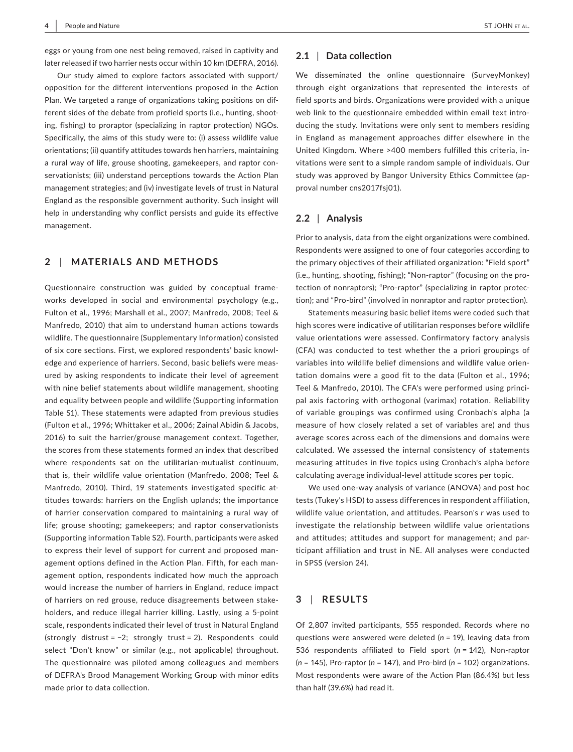eggs or young from one nest being removed, raised in captivity and later released if two harrier nests occur within 10 km (DEFRA, 2016).

Our study aimed to explore factors associated with support/opposition for the different interventions proposed in the Action Plan. We targeted a range of organizations taking positions on different sides of the debate from profield sports (i.e., hunting, shooting, fishing) to proraptor (specializing in raptor protection) NGOs. Specifically, the aims of this study were to: (i) assess wildlife value orientations; (ii) quantify attitudes towards hen harriers, maintaining a rural way of life, grouse shooting, gamekeepers, and raptor conservationists; (iii) understand perceptions towards the Action Plan management strategies; and (iv) investigate levels of trust in Natural England as the responsible government authority. Such insight will help in understanding why conflict persists and guide its effective management.

## 2 | MATERIALS AND METHODS

Questionnaire construction was guided by conceptual frameworks developed in social and environmental psychology (e.g., Fulton et al., 1996; Marshall et al., 2007; Manfredo, 2008; Teel & Manfredo, 2010) that aim to understand human actions towards wildlife. The questionnaire (Supplementary Information) consisted of six core sections. First, we explored respondents' basic knowledge and experience of harriers. Second, basic beliefs were measured by asking respondents to indicate their level of agreement with nine belief statements about wildlife management, shooting and equality between people and wildlife (Supporting information Table S1). These statements were adapted from previous studies (Fulton et al., 1996; Whittaker et al., 2006; Zainal Abidin & Jacobs, 2016) to suit the harrier/grouse management context. Together, the scores from these statements formed an index that described where respondents sat on the utilitarian-mutualist continuum, that is, their wildlife value orientation (Manfredo, 2008; Teel & Manfredo, 2010). Third, 19 statements investigated specific attitudes towards: harriers on the English uplands; the importance of harrier conservation compared to maintaining a rural way of life; grouse shooting; gamekeepers; and raptor conservationists (Supporting information Table S2). Fourth, participants were asked to express their level of support for current and proposed management options defined in the Action Plan. Fifth, for each management option, respondents indicated how much the approach would increase the number of harriers in England, reduce impact of harriers on red grouse, reduce disagreements between stakeholders, and reduce illegal harrier killing. Lastly, using a 5-point scale, respondents indicated their level of trust in Natural England (strongly distrust = −2; strongly trust = 2). Respondents could select "Don't know" or similar (e.g., not applicable) throughout. The questionnaire was piloted among colleagues and members of DEFRA's Brood Management Working Group with minor edits made prior to data collection.

### 2.1 | Data collection

We disseminated the online questionnaire (SurveyMonkey) through eight organizations that represented the interests of field sports and birds. Organizations were provided with a unique web link to the questionnaire embedded within email text introducing the study. Invitations were only sent to members residing in England as management approaches differ elsewhere in the United Kingdom. Where >400 members fulfilled this criteria, invitations were sent to a simple random sample of individuals. Our study was approved by Bangor University Ethics Committee (approval number cns2017fsj01).

### 2.2 | Analysis

Prior to analysis, data from the eight organizations were combined. Respondents were assigned to one of four categories according to the primary objectives of their affiliated organization: "Field sport" (i.e., hunting, shooting, fishing); "Non-raptor" (focusing on the protection of nonraptors); "Pro-raptor" (specializing in raptor protection); and "Pro-bird" (involved in nonraptor and raptor protection).

Statements measuring basic belief items were coded such that high scores were indicative of utilitarian responses before wildlife value orientations were assessed. Confirmatory factor analysis (CFA) was conducted to test whether the a priori groupings of variables into wildlife belief dimensions and wildlife value orientation domains were a good fit to the data (Fulton et al., 1996; Teel & Manfredo, 2010). The CFA's were performed using principal axis factoring with orthogonal (varimax) rotation. Reliability of variable groupings was confirmed using Cronbach's alpha (a measure of how closely related a set of variables are) and thus average scores across each of the dimensions and domains were calculated. We assessed the internal consistency of statements measuring attitudes in five topics using Cronbach's alpha before calculating average individual-level attitude scores per topic.

We used one-way analysis of variance (ANOVA) and post hoc tests (Tukey's HSD) to assess differences in respondent affiliation, wildlife value orientation, and attitudes. Pearson's $r$ was used to investigate the relationship between wildlife value orientations and attitudes; attitudes and support for management; and participant affiliation and trust in NE. All analyses were conducted in SPSS (version 24).

## 3 | RESULTS

Of 2,807 invited participants, 555 responded. Records where no questions were answered were deleted ($n$ = 19), leaving data from 536 respondents affiliated to Field sport ($n$ = 142), Non-raptor ($n$ = 145), Pro-raptor ($n$ = 147), and Pro-bird ($n$ = 102) organizations. Most respondents were aware of the Action Plan (86.4%) but less than half (39.6%) had read it.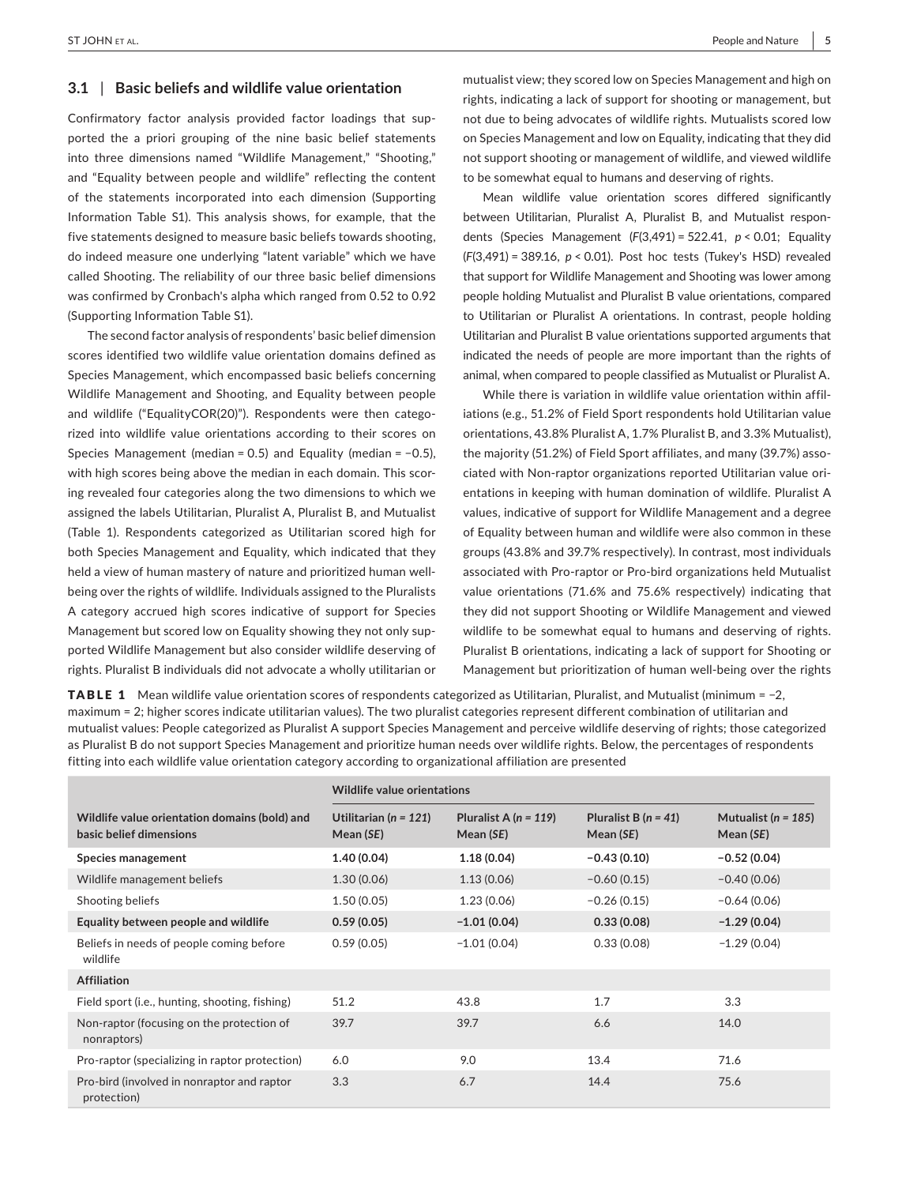### 3.1 | Basic beliefs and wildlife value orientation

Confirmatory factor analysis provided factor loadings that supported the a priori grouping of the nine basic belief statements into three dimensions named "Wildlife Management," "Shooting," and "Equality between people and wildlife" reflecting the content of the statements incorporated into each dimension (Supporting Information Table S1). This analysis shows, for example, that the five statements designed to measure basic beliefs towards shooting, do indeed measure one underlying "latent variable" which we have called Shooting. The reliability of our three basic belief dimensions was confirmed by Cronbach's alpha which ranged from 0.52 to 0.92 (Supporting Information Table S1).

The second factor analysis of respondents' basic belief dimension scores identified two wildlife value orientation domains defined as Species Management, which encompassed basic beliefs concerning Wildlife Management and Shooting, and Equality between people and wildlife ("EqualityCOR(20)"). Respondents were then categorized into wildlife value orientations according to their scores on Species Management (median = 0.5) and Equality (median = −0.5), with high scores being above the median in each domain. This scoring revealed four categories along the two dimensions to which we assigned the labels Utilitarian, Pluralist A, Pluralist B, and Mutualist (Table 1). Respondents categorized as Utilitarian scored high for both Species Management and Equality, which indicated that they held a view of human mastery of nature and prioritized human well-being over the rights of wildlife. Individuals assigned to the Pluralists A category accrued high scores indicative of support for Species Management but scored low on Equality showing they not only supported Wildlife Management but also consider wildlife deserving of rights. Pluralist B individuals did not advocate a wholly utilitarian or mutualist view; they scored low on Species Management and high on rights, indicating a lack of support for shooting or management, but not due to being advocates of wildlife rights. Mutualists scored low on Species Management and low on Equality, indicating that they did not support shooting or management of wildlife, and viewed wildlife to be somewhat equal to humans and deserving of rights.

Mean wildlife value orientation scores differed significantly between Utilitarian, Pluralist A, Pluralist B, and Mutualist respondents (Species Management ($F(3,491) = 522.41$, $p < 0.01$; Equality ($F(3,491) = 389.16$, $p < 0.01$). Post hoc tests (Tukey's HSD) revealed that support for Wildlife Management and Shooting was lower among people holding Mutualist and Pluralist B value orientations, compared to Utilitarian or Pluralist A orientations. In contrast, people holding Utilitarian and Pluralist B value orientations supported arguments that indicated the needs of people are more important than the rights of animal, when compared to people classified as Mutualist or Pluralist A.

While there is variation in wildlife value orientation within affiliations (e.g., 51.2% of Field Sport respondents hold Utilitarian value orientations, 43.8% Pluralist A, 1.7% Pluralist B, and 3.3% Mutualist), the majority (51.2%) of Field Sport affiliates, and many (39.7%) associated with Non-raptor organizations reported Utilitarian value orientations in keeping with human domination of wildlife. Pluralist A values, indicative of support for Wildlife Management and a degree of Equality between human and wildlife were also common in these groups (43.8% and 39.7% respectively). In contrast, most individuals associated with Pro-raptor or Pro-bird organizations held Mutualist value orientations (71.6% and 75.6% respectively) indicating that they did not support Shooting or Wildlife Management and viewed wildlife to be somewhat equal to humans and deserving of rights. Pluralist B orientations, indicating a lack of support for Shooting or Management but prioritization of human well-being over the rights

**TABLE 1** Mean wildlife value orientation scores of respondents categorized as Utilitarian, Pluralist, and Mutualist (minimum = −2, maximum = 2; higher scores indicate utilitarian values). The two pluralist categories represent different combination of utilitarian and mutualist values: People categorized as Pluralist A support Species Management and perceive wildlife deserving of rights; those categorized as Pluralist B do not support Species Management and prioritize human needs over wildlife rights. Below, the percentages of respondents fitting into each wildlife value orientation category according to organizational affiliation are presented

| | Wildlife value orientations | | | |
|---|---|---|---|---|
| **Wildlife value orientation domains (bold) and basic belief dimensions** | **Utilitarian (*n = 121*) Mean (*SE*)** | **Pluralist A (*n = 119*) Mean (*SE*)** | **Pluralist B (*n = 41*) Mean (*SE*)** | **Mutualist (*n = 185*) Mean (*SE*)** |
| **Species management** | **1.40 (0.04)** | **1.18 (0.04)** | **−0.43 (0.10)** | **−0.52 (0.04)** |
| Wildlife management beliefs | 1.30 (0.06) | 1.13 (0.06) | −0.60 (0.15) | −0.40 (0.06) |
| Shooting beliefs | 1.50 (0.05) | 1.23 (0.06) | −0.26 (0.15) | −0.64 (0.06) |
| **Equality between people and wildlife** | **0.59 (0.05)** | **−1.01 (0.04)** | **0.33 (0.08)** | **−1.29 (0.04)** |
| Beliefs in needs of people coming before wildlife | 0.59 (0.05) | −1.01 (0.04) | 0.33 (0.08) | −1.29 (0.04) |
| **Affiliation** | | | | |
| Field sport (i.e., hunting, shooting, fishing) | 51.2 | 43.8 | 1.7 | 3.3 |
| Non-raptor (focusing on the protection of nonraptors) | 39.7 | 39.7 | 6.6 | 14.0 |
| Pro-raptor (specializing in raptor protection) | 6.0 | 9.0 | 13.4 | 71.6 |
| Pro-bird (involved in nonraptor and raptor protection) | 3.3 | 6.7 | 14.4 | 75.6 |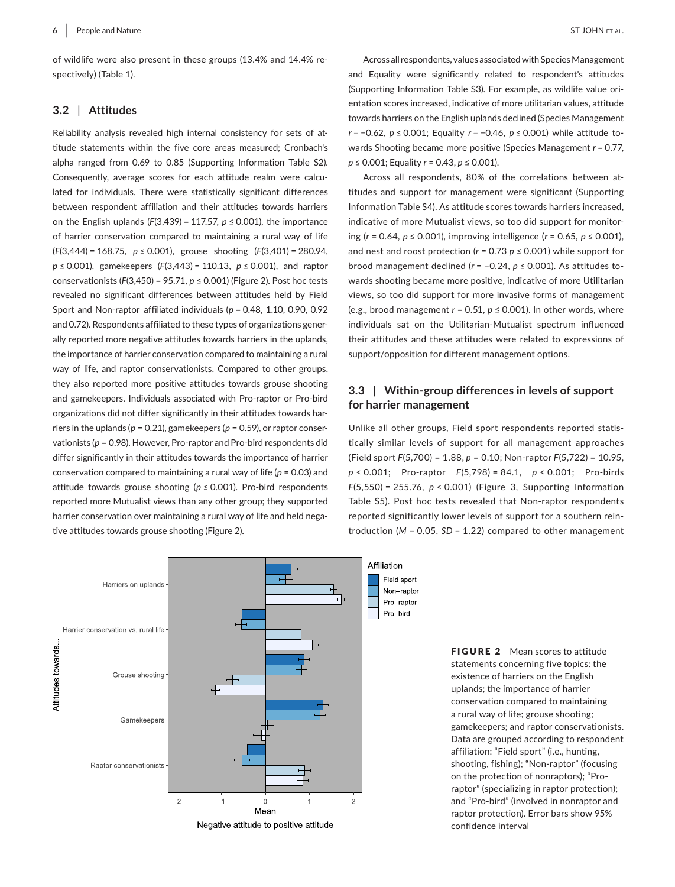of wildlife were also present in these groups (13.4% and 14.4% respectively) (Table 1).

### 3.2 | Attitudes

Reliability analysis revealed high internal consistency for sets of attitude statements within the five core areas measured; Cronbach's alpha ranged from 0.69 to 0.85 (Supporting Information Table S2). Consequently, average scores for each attitude realm were calculated for individuals. There were statistically significant differences between respondent affiliation and their attitudes towards harriers on the English uplands ($F(3,439) = 117.57$, $p \le 0.001$), the importance of harrier conservation compared to maintaining a rural way of life ($F(3,444) = 168.75$, $p \le 0.001$), grouse shooting ($F(3,401) = 280.94$, $p \le 0.001$), gamekeepers ($F(3,443) = 110.13$, $p \le 0.001$), and raptor conservationists ($F(3,450) = 95.71$, $p \le 0.001$) (Figure 2). Post hoc tests revealed no significant differences between attitudes held by Field Sport and Non-raptor–affiliated individuals ($p$ = 0.48, 1.10, 0.90, 0.92 and 0.72). Respondents affiliated to these types of organizations generally reported more negative attitudes towards harriers in the uplands, the importance of harrier conservation compared to maintaining a rural way of life, and raptor conservationists. Compared to other groups, they also reported more positive attitudes towards grouse shooting and gamekeepers. Individuals associated with Pro-raptor or Pro-bird organizations did not differ significantly in their attitudes towards harriers in the uplands ($p = 0.21$), gamekeepers ($p = 0.59$), or raptor conservationists ($p = 0.98$). However, Pro-raptor and Pro-bird respondents did differ significantly in their attitudes towards the importance of harrier conservation compared to maintaining a rural way of life ($p = 0.03$) and attitude towards grouse shooting ($p \le 0.001$). Pro-bird respondents reported more Mutualist views than any other group; they supported harrier conservation over maintaining a rural way of life and held negative attitudes towards grouse shooting (Figure 2).

Across all respondents, values associated with Species Management and Equality were significantly related to respondent's attitudes (Supporting Information Table S3). For example, as wildlife value orientation scores increased, indicative of more utilitarian values, attitude towards harriers on the English uplands declined (Species Management $r = -0.62$, $p \le 0.001$; Equality $r = -0.46$, $p \le 0.001$) while attitude towards Shooting became more positive (Species Management $r = 0.77$, $p \le 0.001$; Equality $r = 0.43$, $p \le 0.001$).

Across all respondents, 80% of the correlations between attitudes and support for management were significant (Supporting Information Table S4). As attitude scores towards harriers increased, indicative of more Mutualist views, so too did support for monitoring ($r = 0.64$, $p \le 0.001$), improving intelligence ($r = 0.65$, $p \le 0.001$), and nest and roost protection ($r = 0.73$ $p \le 0.001$) while support for brood management declined ($r = -0.24$, $p \le 0.001$). As attitudes towards shooting became more positive, indicative of more Utilitarian views, so too did support for more invasive forms of management (e.g., brood management $r = 0.51$, $p \le 0.001$). In other words, where individuals sat on the Utilitarian-Mutualist spectrum influenced their attitudes and these attitudes were related to expressions of support/opposition for different management options.

### 3.3 | Within-group differences in levels of support for harrier management

Unlike all other groups, Field sport respondents reported statistically similar levels of support for all management approaches (Field sport $F(5,700) = 1.88$, $p = 0.10$; Non-raptor $F(5,722) = 10.95$, $p < 0.001$; Pro-raptor $F(5,798) = 84.1$, $p < 0.001$; Pro-birds $F(5,550) = 255.76$, $p < 0.001$) (Figure 3, Supporting Information Table S5). Post hoc tests revealed that Non-raptor respondents reported significantly lower levels of support for a southern reintroduction ($M = 0.05$, $SD = 1.22$) compared to other management

**FIGURE 2** Mean scores to attitude statements concerning five topics: the existence of harriers on the English uplands; the importance of harrier conservation compared to maintaining a rural way of life; grouse shooting; gamekeepers; and raptor conservationists. Data are grouped according to respondent affiliation: "Field sport" (i.e., hunting, shooting, fishing); "Non-raptor" (focusing on the protection of nonraptors); "Pro-raptor" (specializing in raptor protection); and "Pro-bird" (involved in nonraptor and raptor protection). Error bars show 95% confidence interval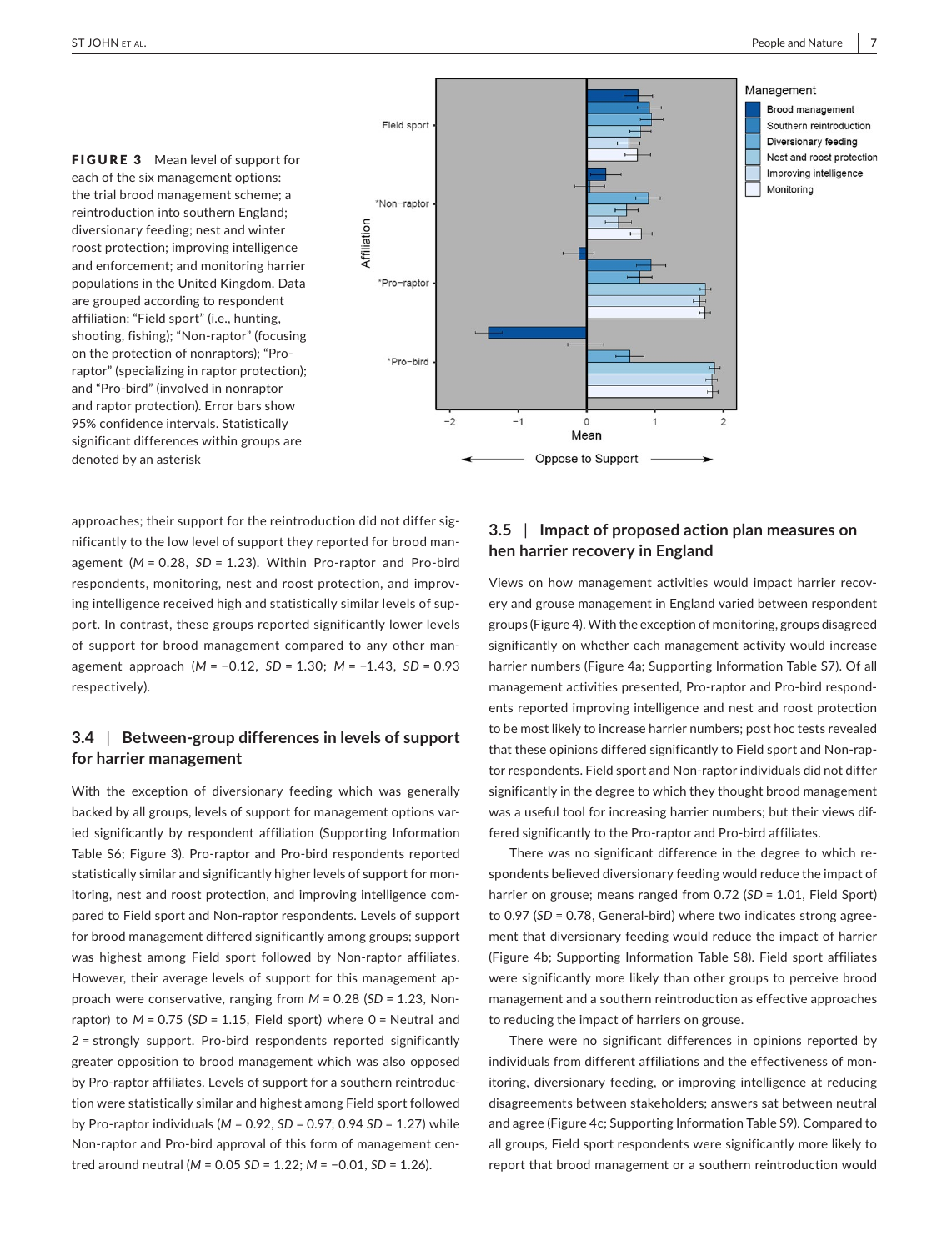**FIGURE 3** Mean level of support for each of the six management options: the trial brood management scheme; a reintroduction into southern England; diversionary feeding; nest and winter roost protection; improving intelligence and enforcement; and monitoring harrier populations in the United Kingdom. Data are grouped according to respondent affiliation: "Field sport" (i.e., hunting, shooting, fishing); "Non-raptor" (focusing on the protection of nonraptors); "Pro-raptor" (specializing in raptor protection); and "Pro-bird" (involved in nonraptor and raptor protection). Error bars show 95% confidence intervals. Statistically significant differences within groups are denoted by an asterisk

approaches; their support for the reintroduction did not differ significantly to the low level of support they reported for brood management ($M = 0.28$, $SD = 1.23$). Within Pro-raptor and Pro-bird respondents, monitoring, nest and roost protection, and improving intelligence received high and statistically similar levels of support. In contrast, these groups reported significantly lower levels of support for brood management compared to any other management approach ($M = -0.12$, $SD = 1.30$; $M = -1.43$, $SD = 0.93$ respectively).

### 3.4 | Between-group differences in levels of support for harrier management

With the exception of diversionary feeding which was generally backed by all groups, levels of support for management options varied significantly by respondent affiliation (Supporting Information Table S6; Figure 3). Pro-raptor and Pro-bird respondents reported statistically similar and significantly higher levels of support for monitoring, nest and roost protection, and improving intelligence compared to Field sport and Non-raptor respondents. Levels of support for brood management differed significantly among groups; support was highest among Field sport followed by Non-raptor affiliates. However, their average levels of support for this management approach were conservative, ranging from $M = 0.28$ ($SD = 1.23$, Non-raptor) to $M = 0.75$ ($SD = 1.15$, Field sport) where 0 = Neutral and 2 = strongly support. Pro-bird respondents reported significantly greater opposition to brood management which was also opposed by Pro-raptor affiliates. Levels of support for a southern reintroduction were statistically similar and highest among Field sport followed by Pro-raptor individuals ($M = 0.92$, $SD = 0.97$; 0.94 $SD = 1.27$) while Non-raptor and Pro-bird approval of this form of management centred around neutral ($M = 0.05$ $SD = 1.22$; $M = -0.01$, $SD = 1.26$).

### 3.5 | Impact of proposed action plan measures on hen harrier recovery in England

Views on how management activities would impact harrier recovery and grouse management in England varied between respondent groups (Figure 4). With the exception of monitoring, groups disagreed significantly on whether each management activity would increase harrier numbers (Figure 4a; Supporting Information Table S7). Of all management activities presented, Pro-raptor and Pro-bird respondents reported improving intelligence and nest and roost protection to be most likely to increase harrier numbers; post hoc tests revealed that these opinions differed significantly to Field sport and Non-raptor respondents. Field sport and Non-raptor individuals did not differ significantly in the degree to which they thought brood management was a useful tool for increasing harrier numbers; but their views differed significantly to the Pro-raptor and Pro-bird affiliates.

There was no significant difference in the degree to which respondents believed diversionary feeding would reduce the impact of harrier on grouse; means ranged from 0.72 ($SD = 1.01$, Field Sport) to 0.97 ($SD = 0.78$, General-bird) where two indicates strong agreement that diversionary feeding would reduce the impact of harrier (Figure 4b; Supporting Information Table S8). Field sport affiliates were significantly more likely than other groups to perceive brood management and a southern reintroduction as effective approaches to reducing the impact of harriers on grouse.

There were no significant differences in opinions reported by individuals from different affiliations and the effectiveness of monitoring, diversionary feeding, or improving intelligence at reducing disagreements between stakeholders; answers sat between neutral and agree (Figure 4c; Supporting Information Table S9). Compared to all groups, Field sport respondents were significantly more likely to report that brood management or a southern reintroduction would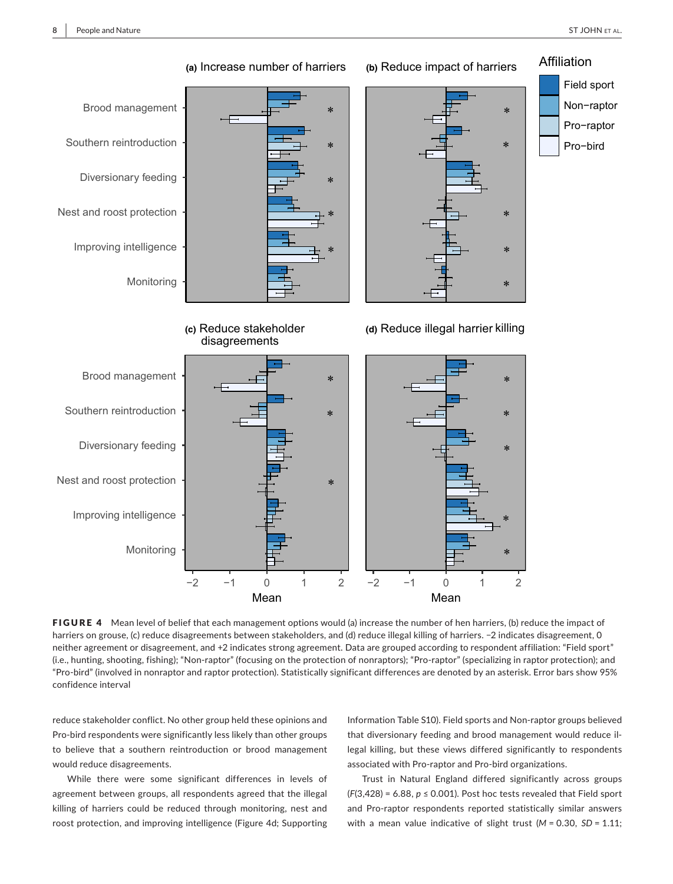**FIGURE 4** Mean level of belief that each management options would (a) increase the number of hen harriers, (b) reduce the impact of harriers on grouse, (c) reduce disagreements between stakeholders, and (d) reduce illegal killing of harriers. −2 indicates disagreement, 0 neither agreement or disagreement, and +2 indicates strong agreement. Data are grouped according to respondent affiliation: "Field sport" (i.e., hunting, shooting, fishing); "Non-raptor" (focusing on the protection of nonraptors); "Pro-raptor" (specializing in raptor protection); and "Pro-bird" (involved in nonraptor and raptor protection). Statistically significant differences are denoted by an asterisk. Error bars show 95% confidence interval

reduce stakeholder conflict. No other group held these opinions and Pro-bird respondents were significantly less likely than other groups to believe that a southern reintroduction or brood management would reduce disagreements.

While there were some significant differences in levels of agreement between groups, all respondents agreed that the illegal killing of harriers could be reduced through monitoring, nest and roost protection, and improving intelligence (Figure 4d; Supporting Information Table S10). Field sports and Non-raptor groups believed that diversionary feeding and brood management would reduce illegal killing, but these views differed significantly to respondents associated with Pro-raptor and Pro-bird organizations.

Trust in Natural England differed significantly across groups ($F(3,428) = 6.88$, $p \leq 0.001$). Post hoc tests revealed that Field sport and Pro-raptor respondents reported statistically similar answers with a mean value indicative of slight trust ($M = 0.30$, $SD = 1.11$;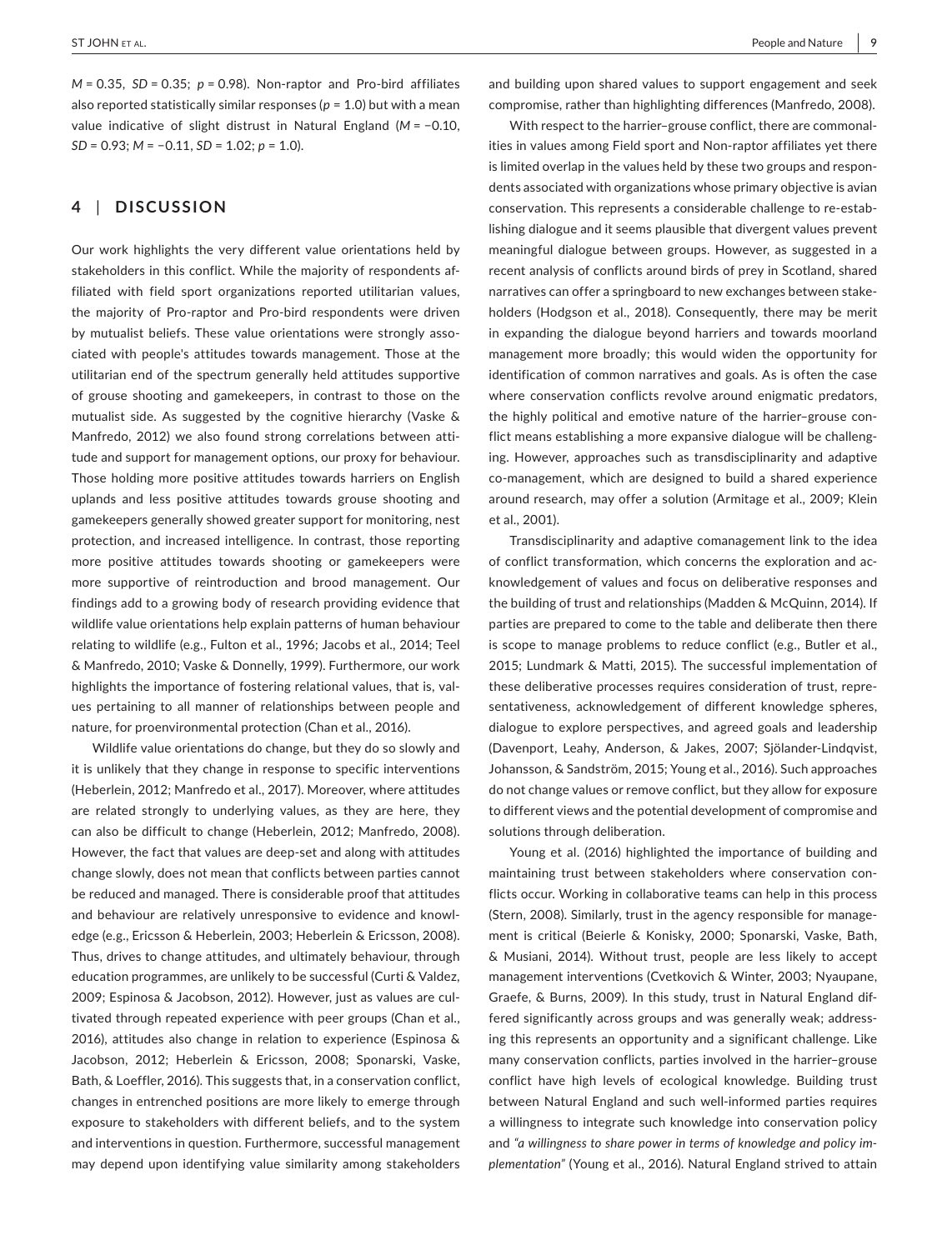$M = 0.35$, $SD = 0.35$; $p = 0.98$). Non-raptor and Pro-bird affiliates also reported statistically similar responses ($p = 1.0$) but with a mean value indicative of slight distrust in Natural England ($M = −0.10$, $SD = 0.93$; $M = −0.11$, $SD = 1.02$; $p = 1.0$).

## 4 | DISCUSSION

Our work highlights the very different value orientations held by stakeholders in this conflict. While the majority of respondents affiliated with field sport organizations reported utilitarian values, the majority of Pro-raptor and Pro-bird respondents were driven by mutualist beliefs. These value orientations were strongly associated with people's attitudes towards management. Those at the utilitarian end of the spectrum generally held attitudes supportive of grouse shooting and gamekeepers, in contrast to those on the mutualist side. As suggested by the cognitive hierarchy (Vaske & Manfredo, 2012) we also found strong correlations between attitude and support for management options, our proxy for behaviour. Those holding more positive attitudes towards harriers on English uplands and less positive attitudes towards grouse shooting and gamekeepers generally showed greater support for monitoring, nest protection, and increased intelligence. In contrast, those reporting more positive attitudes towards shooting or gamekeepers were more supportive of reintroduction and brood management. Our findings add to a growing body of research providing evidence that wildlife value orientations help explain patterns of human behaviour relating to wildlife (e.g., Fulton et al., 1996; Jacobs et al., 2014; Teel & Manfredo, 2010; Vaske & Donnelly, 1999). Furthermore, our work highlights the importance of fostering relational values, that is, values pertaining to all manner of relationships between people and nature, for proenvironmental protection (Chan et al., 2016).

Wildlife value orientations do change, but they do so slowly and it is unlikely that they change in response to specific interventions (Heberlein, 2012; Manfredo et al., 2017). Moreover, where attitudes are related strongly to underlying values, as they are here, they can also be difficult to change (Heberlein, 2012; Manfredo, 2008). However, the fact that values are deep-set and along with attitudes change slowly, does not mean that conflicts between parties cannot be reduced and managed. There is considerable proof that attitudes and behaviour are relatively unresponsive to evidence and knowledge (e.g., Ericsson & Heberlein, 2003; Heberlein & Ericsson, 2008). Thus, drives to change attitudes, and ultimately behaviour, through education programmes, are unlikely to be successful (Curti & Valdez, 2009; Espinosa & Jacobson, 2012). However, just as values are cultivated through repeated experience with peer groups (Chan et al., 2016), attitudes also change in relation to experience (Espinosa & Jacobson, 2012; Heberlein & Ericsson, 2008; Sponarski, Vaske, Bath, & Loeffler, 2016). This suggests that, in a conservation conflict, changes in entrenched positions are more likely to emerge through exposure to stakeholders with different beliefs, and to the system and interventions in question. Furthermore, successful management may depend upon identifying value similarity among stakeholders and building upon shared values to support engagement and seek compromise, rather than highlighting differences (Manfredo, 2008).

With respect to the harrier–grouse conflict, there are commonalities in values among Field sport and Non-raptor affiliates yet there is limited overlap in the values held by these two groups and respondents associated with organizations whose primary objective is avian conservation. This represents a considerable challenge to re-establishing dialogue and it seems plausible that divergent values prevent meaningful dialogue between groups. However, as suggested in a recent analysis of conflicts around birds of prey in Scotland, shared narratives can offer a springboard to new exchanges between stakeholders (Hodgson et al., 2018). Consequently, there may be merit in expanding the dialogue beyond harriers and towards moorland management more broadly; this would widen the opportunity for identification of common narratives and goals. As is often the case where conservation conflicts revolve around enigmatic predators, the highly political and emotive nature of the harrier–grouse conflict means establishing a more expansive dialogue will be challenging. However, approaches such as transdisciplinarity and adaptive co-management, which are designed to build a shared experience around research, may offer a solution (Armitage et al., 2009; Klein et al., 2001).

Transdisciplinarity and adaptive comanagement link to the idea of conflict transformation, which concerns the exploration and acknowledgement of values and focus on deliberative responses and the building of trust and relationships (Madden & McQuinn, 2014). If parties are prepared to come to the table and deliberate then there is scope to manage problems to reduce conflict (e.g., Butler et al., 2015; Lundmark & Matti, 2015). The successful implementation of these deliberative processes requires consideration of trust, representativeness, acknowledgement of different knowledge spheres, dialogue to explore perspectives, and agreed goals and leadership (Davenport, Leahy, Anderson, & Jakes, 2007; Sjölander-Lindqvist, Johansson, & Sandström, 2015; Young et al., 2016). Such approaches do not change values or remove conflict, but they allow for exposure to different views and the potential development of compromise and solutions through deliberation.

Young et al. (2016) highlighted the importance of building and maintaining trust between stakeholders where conservation conflicts occur. Working in collaborative teams can help in this process (Stern, 2008). Similarly, trust in the agency responsible for management is critical (Beierle & Konisky, 2000; Sponarski, Vaske, Bath, & Musiani, 2014). Without trust, people are less likely to accept management interventions (Cvetkovich & Winter, 2003; Nyaupane, Graefe, & Burns, 2009). In this study, trust in Natural England differed significantly across groups and was generally weak; addressing this represents an opportunity and a significant challenge. Like many conservation conflicts, parties involved in the harrier–grouse conflict have high levels of ecological knowledge. Building trust between Natural England and such well-informed parties requires a willingness to integrate such knowledge into conservation policy and *"a willingness to share power in terms of knowledge and policy implementation"* (Young et al., 2016). Natural England strived to attain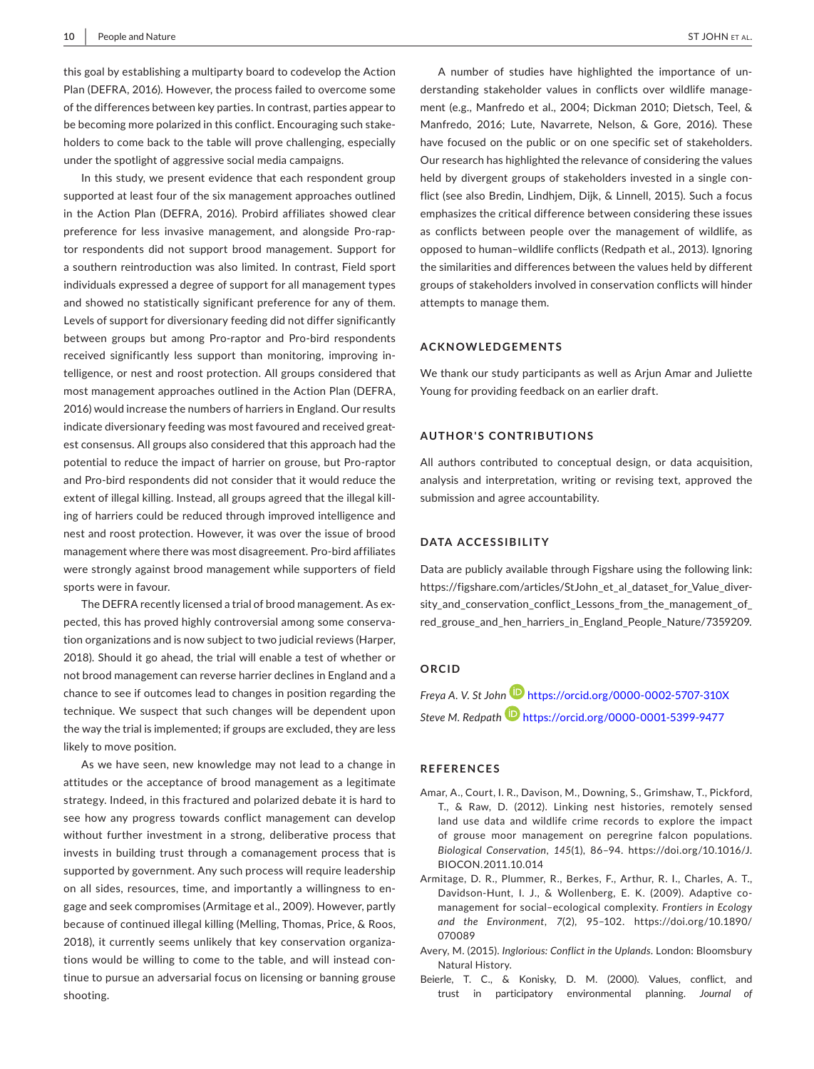this goal by establishing a multiparty board to codevelop the Action Plan (DEFRA, 2016). However, the process failed to overcome some of the differences between key parties. In contrast, parties appear to be becoming more polarized in this conflict. Encouraging such stakeholders to come back to the table will prove challenging, especially under the spotlight of aggressive social media campaigns.

In this study, we present evidence that each respondent group supported at least four of the six management approaches outlined in the Action Plan (DEFRA, 2016). Probird affiliates showed clear preference for less invasive management, and alongside Pro-raptor respondents did not support brood management. Support for a southern reintroduction was also limited. In contrast, Field sport individuals expressed a degree of support for all management types and showed no statistically significant preference for any of them. Levels of support for diversionary feeding did not differ significantly between groups but among Pro-raptor and Pro-bird respondents received significantly less support than monitoring, improving intelligence, or nest and roost protection. All groups considered that most management approaches outlined in the Action Plan (DEFRA, 2016) would increase the numbers of harriers in England. Our results indicate diversionary feeding was most favoured and received greatest consensus. All groups also considered that this approach had the potential to reduce the impact of harrier on grouse, but Pro-raptor and Pro-bird respondents did not consider that it would reduce the extent of illegal killing. Instead, all groups agreed that the illegal killing of harriers could be reduced through improved intelligence and nest and roost protection. However, it was over the issue of brood management where there was most disagreement. Pro-bird affiliates were strongly against brood management while supporters of field sports were in favour.

The DEFRA recently licensed a trial of brood management. As expected, this has proved highly controversial among some conservation organizations and is now subject to two judicial reviews (Harper, 2018). Should it go ahead, the trial will enable a test of whether or not brood management can reverse harrier declines in England and a chance to see if outcomes lead to changes in position regarding the technique. We suspect that such changes will be dependent upon the way the trial is implemented; if groups are excluded, they are less likely to move position.

As we have seen, new knowledge may not lead to a change in attitudes or the acceptance of brood management as a legitimate strategy. Indeed, in this fractured and polarized debate it is hard to see how any progress towards conflict management can develop without further investment in a strong, deliberative process that invests in building trust through a comanagement process that is supported by government. Any such process will require leadership on all sides, resources, time, and importantly a willingness to engage and seek compromises (Armitage et al., 2009). However, partly because of continued illegal killing (Melling, Thomas, Price, & Roos, 2018), it currently seems unlikely that key conservation organizations would be willing to come to the table, and will instead continue to pursue an adversarial focus on licensing or banning grouse shooting.

A number of studies have highlighted the importance of understanding stakeholder values in conflicts over wildlife management (e.g., Manfredo et al., 2004; Dickman 2010; Dietsch, Teel, & Manfredo, 2016; Lute, Navarrete, Nelson, & Gore, 2016). These have focused on the public or on one specific set of stakeholders. Our research has highlighted the relevance of considering the values held by divergent groups of stakeholders invested in a single conflict (see also Bredin, Lindhjem, Dijk, & Linnell, 2015). Such a focus emphasizes the critical difference between considering these issues as conflicts between people over the management of wildlife, as opposed to human–wildlife conflicts (Redpath et al., 2013). Ignoring the similarities and differences between the values held by different groups of stakeholders involved in conservation conflicts will hinder attempts to manage them.

## ACKNOWLEDGEMENTS

We thank our study participants as well as Arjun Amar and Juliette Young for providing feedback on an earlier draft.

## AUTHOR'S CONTRIBUTIONS

All authors contributed to conceptual design, or data acquisition, analysis and interpretation, writing or revising text, approved the submission and agree accountability.

## DATA ACCESSIBILITY

Data are publicly available through Figshare using the following link: https://figshare.com/articles/StJohn_et_al_dataset_for_Value_diversity_and_conservation_conflict_Lessons_from_the_management_of_red_grouse_and_hen_harriers_in_England_People_Nature/7359209.

## ORCID

*Freya A. V. St John* https://orcid.org/0000-0002-5707-310X

*Steve M. Redpath* https://orcid.org/0000-0001-5399-9477

## REFERENCES

Amar, A., Court, I. R., Davison, M., Downing, S., Grimshaw, T., Pickford, T., & Raw, D. (2012). Linking nest histories, remotely sensed land use data and wildlife crime records to explore the impact of grouse moor management on peregrine falcon populations. *Biological Conservation*, *145*(1), 86–94. https://doi.org/10.1016/J.BIOCON.2011.10.014

Armitage, D. R., Plummer, R., Berkes, F., Arthur, R. I., Charles, A. T., Davidson-Hunt, I. J., & Wollenberg, E. K. (2009). Adaptive co-management for social–ecological complexity. *Frontiers in Ecology and the Environment*, *7*(2), 95–102. https://doi.org/10.1890/070089

Avery, M. (2015). *Inglorious: Conflict in the Uplands*. London: Bloomsbury Natural History.

Beierle, T. C., & Konisky, D. M. (2000). Values, conflict, and trust in participatory environmental planning. *Journal of*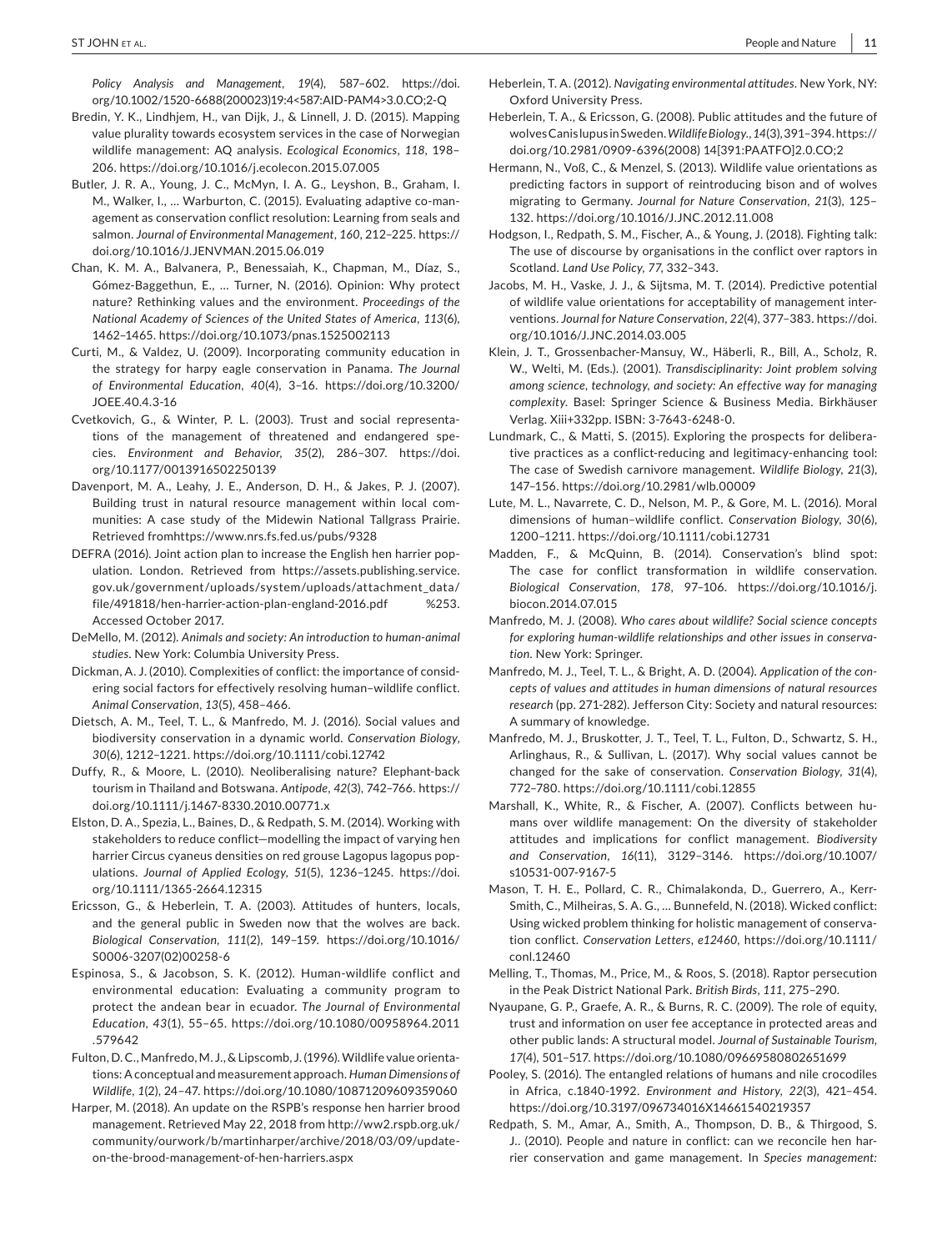*Policy Analysis and Management*, *19*(4), 587–602. https://doi.org/10.1002/1520-6688(200023)19:4<587:AID-PAM4>3.0.CO;2-Q

Bredin, Y. K., Lindhjem, H., van Dijk, J., & Linnell, J. D. (2015). Mapping value plurality towards ecosystem services in the case of Norwegian wildlife management: AQ analysis. *Ecological Economics*, *118*, 198–206. https://doi.org/10.1016/j.ecolecon.2015.07.005

Butler, J. R. A., Young, J. C., McMyn, I. A. G., Leyshon, B., Graham, I. M., Walker, I., … Warburton, C. (2015). Evaluating adaptive co-management as conservation conflict resolution: Learning from seals and salmon. *Journal of Environmental Management*, *160*, 212–225. https://doi.org/10.1016/J.JENVMAN.2015.06.019

Chan, K. M. A., Balvanera, P., Benessaiah, K., Chapman, M., Díaz, S., Gómez-Baggethun, E., … Turner, N. (2016). Opinion: Why protect nature? Rethinking values and the environment. *Proceedings of the National Academy of Sciences of the United States of America*, *113*(6), 1462–1465. https://doi.org/10.1073/pnas.1525002113

Curti, M., & Valdez, U. (2009). Incorporating community education in the strategy for harpy eagle conservation in Panama. *The Journal of Environmental Education*, *40*(4), 3–16. https://doi.org/10.3200/JOEE.40.4.3-16

Cvetkovich, G., & Winter, P. L. (2003). Trust and social representations of the management of threatened and endangered species. *Environment and Behavior*, *35*(2), 286–307. https://doi.org/10.1177/0013916502250139

Davenport, M. A., Leahy, J. E., Anderson, D. H., & Jakes, P. J. (2007). Building trust in natural resource management within local communities: A case study of the Midewin National Tallgrass Prairie. Retrieved fromhttps://www.nrs.fs.fed.us/pubs/9328

DEFRA (2016). Joint action plan to increase the English hen harrier population. London. Retrieved from https://assets.publishing.service.gov.uk/government/uploads/system/uploads/attachment_data/file/491818/hen-harrier-action-plan-england-2016.pdf %253. Accessed October 2017.

DeMello, M. (2012). *Animals and society: An introduction to human-animal studies*. New York: Columbia University Press.

Dickman, A. J. (2010). Complexities of conflict: the importance of considering social factors for effectively resolving human–wildlife conflict. *Animal Conservation*, *13*(5), 458–466.

Dietsch, A. M., Teel, T. L., & Manfredo, M. J. (2016). Social values and biodiversity conservation in a dynamic world. *Conservation Biology*, *30*(6), 1212–1221. https://doi.org/10.1111/cobi.12742

Duffy, R., & Moore, L. (2010). Neoliberalising nature? Elephant-back tourism in Thailand and Botswana. *Antipode*, *42*(3), 742–766. https://doi.org/10.1111/j.1467-8330.2010.00771.x

Elston, D. A., Spezia, L., Baines, D., & Redpath, S. M. (2014). Working with stakeholders to reduce conflict—modelling the impact of varying hen harrier Circus cyaneus densities on red grouse Lagopus lagopus populations. *Journal of Applied Ecology*, *51*(5), 1236–1245. https://doi.org/10.1111/1365-2664.12315

Ericsson, G., & Heberlein, T. A. (2003). Attitudes of hunters, locals, and the general public in Sweden now that the wolves are back. *Biological Conservation*, *111*(2), 149–159. https://doi.org/10.1016/S0006-3207(02)00258-6

Espinosa, S., & Jacobson, S. K. (2012). Human-wildlife conflict and environmental education: Evaluating a community program to protect the andean bear in ecuador. *The Journal of Environmental Education*, *43*(1), 55–65. https://doi.org/10.1080/00958964.2011.579642

Fulton, D. C., Manfredo, M. J., & Lipscomb, J. (1996). Wildlife value orientations: A conceptual and measurement approach. *Human Dimensions of Wildlife*, *1*(2), 24–47. https://doi.org/10.1080/10871209609359060

Harper, M. (2018). An update on the RSPB's response hen harrier brood management. Retrieved May 22, 2018 from http://ww2.rspb.org.uk/community/ourwork/b/martinharper/archive/2018/03/09/update-on-the-brood-management-of-hen-harriers.aspx

Heberlein, T. A. (2012). *Navigating environmental attitudes*. New York, NY: Oxford University Press.

Heberlein, T. A., & Ericsson, G. (2008). Public attitudes and the future of wolves Canis lupus in Sweden. *Wildlife Biology.*, *14*(3), 391–394. https://doi.org/10.2981/0909-6396(2008) 14[391:PAATFO]2.0.CO;2

Hermann, N., Voß, C., & Menzel, S. (2013). Wildlife value orientations as predicting factors in support of reintroducing bison and of wolves migrating to Germany. *Journal for Nature Conservation*, *21*(3), 125–132. https://doi.org/10.1016/J.JNC.2012.11.008

Hodgson, I., Redpath, S. M., Fischer, A., & Young, J. (2018). Fighting talk: The use of discourse by organisations in the conflict over raptors in Scotland. *Land Use Policy*, *77*, 332–343.

Jacobs, M. H., Vaske, J. J., & Sijtsma, M. T. (2014). Predictive potential of wildlife value orientations for acceptability of management interventions. *Journal for Nature Conservation*, *22*(4), 377–383. https://doi.org/10.1016/J.JNC.2014.03.005

Klein, J. T., Grossenbacher-Mansuy, W., Häberli, R., Bill, A., Scholz, R. W., Welti, M. (Eds.). (2001). *Transdisciplinarity: Joint problem solving among science, technology, and society: An effective way for managing complexity*. Basel: Springer Science & Business Media. Birkhäuser Verlag. Xiii+332pp. ISBN: 3-7643-6248-0.

Lundmark, C., & Matti, S. (2015). Exploring the prospects for deliberative practices as a conflict-reducing and legitimacy-enhancing tool: The case of Swedish carnivore management. *Wildlife Biology*, *21*(3), 147–156. https://doi.org/10.2981/wlb.00009

Lute, M. L., Navarrete, C. D., Nelson, M. P., & Gore, M. L. (2016). Moral dimensions of human–wildlife conflict. *Conservation Biology*, *30*(6), 1200–1211. https://doi.org/10.1111/cobi.12731

Madden, F., & McQuinn, B. (2014). Conservation's blind spot: The case for conflict transformation in wildlife conservation. *Biological Conservation*, *178*, 97–106. https://doi.org/10.1016/j.biocon.2014.07.015

Manfredo, M. J. (2008). *Who cares about wildlife? Social science concepts for exploring human-wildlife relationships and other issues in conservation.* New York: Springer.

Manfredo, M. J., Teel, T. L., & Bright, A. D. (2004). *Application of the concepts of values and attitudes in human dimensions of natural resources research* (pp. 271-282). Jefferson City: Society and natural resources: A summary of knowledge.

Manfredo, M. J., Bruskotter, J. T., Teel, T. L., Fulton, D., Schwartz, S. H., Arlinghaus, R., & Sullivan, L. (2017). Why social values cannot be changed for the sake of conservation. *Conservation Biology*, *31*(4), 772–780. https://doi.org/10.1111/cobi.12855

Marshall, K., White, R., & Fischer, A. (2007). Conflicts between humans over wildlife management: On the diversity of stakeholder attitudes and implications for conflict management. *Biodiversity and Conservation*, *16*(11), 3129–3146. https://doi.org/10.1007/s10531-007-9167-5

Mason, T. H. E., Pollard, C. R., Chimalakonda, D., Guerrero, A., Kerr-Smith, C., Milheiras, S. A. G., … Bunnefeld, N. (2018). Wicked conflict: Using wicked problem thinking for holistic management of conservation conflict. *Conservation Letters*, *e12460*, https://doi.org/10.1111/conl.12460

Melling, T., Thomas, M., Price, M., & Roos, S. (2018). Raptor persecution in the Peak District National Park. *British Birds*, *111*, 275–290.

Nyaupane, G. P., Graefe, A. R., & Burns, R. C. (2009). The role of equity, trust and information on user fee acceptance in protected areas and other public lands: A structural model. *Journal of Sustainable Tourism*, *17*(4), 501–517. https://doi.org/10.1080/09669580802651699

Pooley, S. (2016). The entangled relations of humans and nile crocodiles in Africa, c.1840-1992. *Environment and History*, *22*(3), 421–454. https://doi.org/10.3197/096734016X14661540219357

Redpath, S. M., Amar, A., Smith, A., Thompson, D. B., & Thirgood, S. J.. (2010). People and nature in conflict: can we reconcile hen harrier conservation and game management. In *Species management:*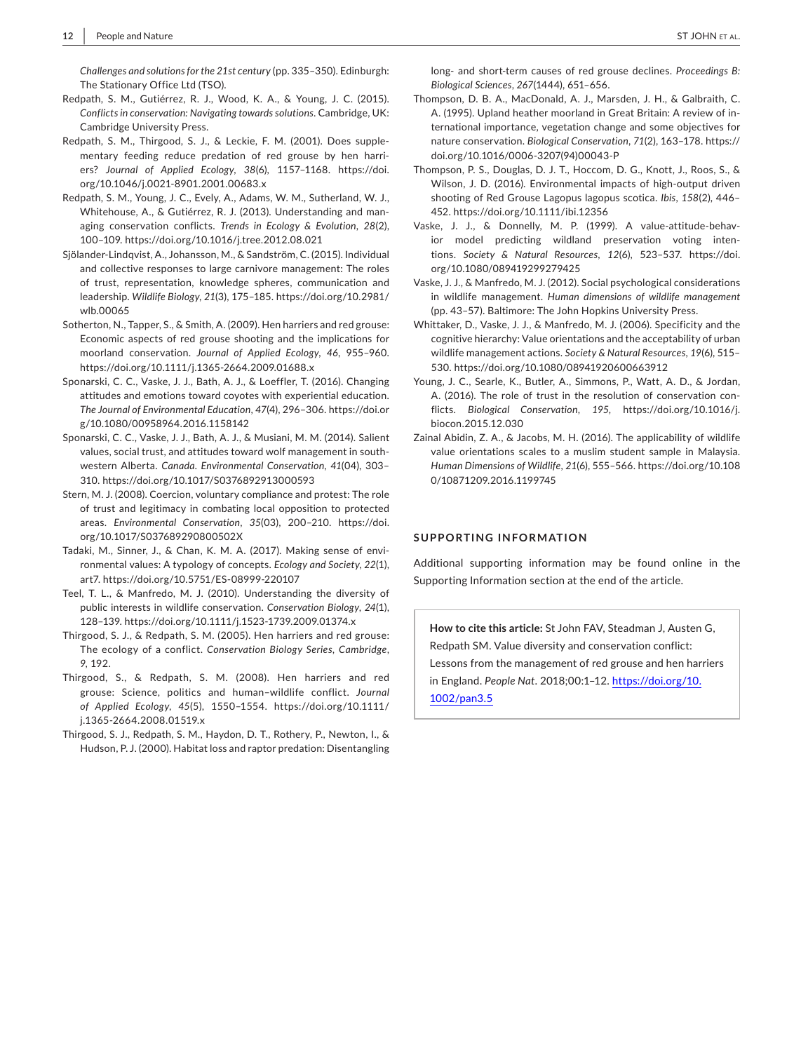*Challenges and solutions for the 21st century* (pp. 335–350). Edinburgh: The Stationary Office Ltd (TSO).

Redpath, S. M., Gutiérrez, R. J., Wood, K. A., & Young, J. C. (2015). *Conflicts in conservation: Navigating towards solutions*. Cambridge, UK: Cambridge University Press.

Redpath, S. M., Thirgood, S. J., & Leckie, F. M. (2001). Does supplementary feeding reduce predation of red grouse by hen harriers? *Journal of Applied Ecology*, *38*(6), 1157–1168. https://doi.org/10.1046/j.0021-8901.2001.00683.x

Redpath, S. M., Young, J. C., Evely, A., Adams, W. M., Sutherland, W. J., Whitehouse, A., & Gutiérrez, R. J. (2013). Understanding and managing conservation conflicts. *Trends in Ecology & Evolution*, *28*(2), 100–109. https://doi.org/10.1016/j.tree.2012.08.021

Sjölander-Lindqvist, A., Johansson, M., & Sandström, C. (2015). Individual and collective responses to large carnivore management: The roles of trust, representation, knowledge spheres, communication and leadership. *Wildlife Biology*, *21*(3), 175–185. https://doi.org/10.2981/wlb.00065

Sotherton, N., Tapper, S., & Smith, A. (2009). Hen harriers and red grouse: Economic aspects of red grouse shooting and the implications for moorland conservation. *Journal of Applied Ecology*, *46*, 955–960. https://doi.org/10.1111/j.1365-2664.2009.01688.x

Sponarski, C. C., Vaske, J. J., Bath, A. J., & Loeffler, T. (2016). Changing attitudes and emotions toward coyotes with experiential education. *The Journal of Environmental Education*, *47*(4), 296–306. https://doi.org/10.1080/00958964.2016.1158142

Sponarski, C. C., Vaske, J. J., Bath, A. J., & Musiani, M. M. (2014). Salient values, social trust, and attitudes toward wolf management in southwestern Alberta. *Canada. Environmental Conservation*, *41*(04), 303–310. https://doi.org/10.1017/S0376892913000593

Stern, M. J. (2008). Coercion, voluntary compliance and protest: The role of trust and legitimacy in combating local opposition to protected areas. *Environmental Conservation*, *35*(03), 200–210. https://doi.org/10.1017/S037689290800502X

Tadaki, M., Sinner, J., & Chan, K. M. A. (2017). Making sense of environmental values: A typology of concepts. *Ecology and Society*, *22*(1), art7. https://doi.org/10.5751/ES-08999-220107

Teel, T. L., & Manfredo, M. J. (2010). Understanding the diversity of public interests in wildlife conservation. *Conservation Biology*, *24*(1), 128–139. https://doi.org/10.1111/j.1523-1739.2009.01374.x

Thirgood, S. J., & Redpath, S. M. (2005). Hen harriers and red grouse: The ecology of a conflict. *Conservation Biology Series, Cambridge*, *9*, 192.

Thirgood, S., & Redpath, S. M. (2008). Hen harriers and red grouse: Science, politics and human–wildlife conflict. *Journal of Applied Ecology*, *45*(5), 1550–1554. https://doi.org/10.1111/j.1365-2664.2008.01519.x

Thirgood, S. J., Redpath, S. M., Haydon, D. T., Rothery, P., Newton, I., & Hudson, P. J. (2000). Habitat loss and raptor predation: Disentangling long- and short-term causes of red grouse declines. *Proceedings B: Biological Sciences*, *267*(1444), 651–656.

Thompson, D. B. A., MacDonald, A. J., Marsden, J. H., & Galbraith, C. A. (1995). Upland heather moorland in Great Britain: A review of international importance, vegetation change and some objectives for nature conservation. *Biological Conservation*, *71*(2), 163–178. https://doi.org/10.1016/0006-3207(94)00043-P

Thompson, P. S., Douglas, D. J. T., Hoccom, D. G., Knott, J., Roos, S., & Wilson, J. D. (2016). Environmental impacts of high-output driven shooting of Red Grouse Lagopus lagopus scotica. *Ibis*, *158*(2), 446–452. https://doi.org/10.1111/ibi.12356

Vaske, J. J., & Donnelly, M. P. (1999). A value-attitude-behavior model predicting wildland preservation voting intentions. *Society & Natural Resources*, *12*(6), 523–537. https://doi.org/10.1080/089419299279425

Vaske, J. J., & Manfredo, M. J. (2012). Social psychological considerations in wildlife management. *Human dimensions of wildlife management* (pp. 43–57). Baltimore: The John Hopkins University Press.

Whittaker, D., Vaske, J. J., & Manfredo, M. J. (2006). Specificity and the cognitive hierarchy: Value orientations and the acceptability of urban wildlife management actions. *Society & Natural Resources*, *19*(6), 515–530. https://doi.org/10.1080/08941920600663912

Young, J. C., Searle, K., Butler, A., Simmons, P., Watt, A. D., & Jordan, A. (2016). The role of trust in the resolution of conservation conflicts. *Biological Conservation*, *195*, https://doi.org/10.1016/j.biocon.2015.12.030

Zainal Abidin, Z. A., & Jacobs, M. H. (2016). The applicability of wildlife value orientations scales to a muslim student sample in Malaysia. *Human Dimensions of Wildlife*, *21*(6), 555–566. https://doi.org/10.1080/10871209.2016.1199745

## SUPPORTING INFORMATION

Additional supporting information may be found online in the Supporting Information section at the end of the article.

**How to cite this article:** St John FAV, Steadman J, Austen G, Redpath SM. Value diversity and conservation conflict: Lessons from the management of red grouse and hen harriers in England. *People Nat*. 2018;00:1–12. https://doi.org/10.1002/pan3.5